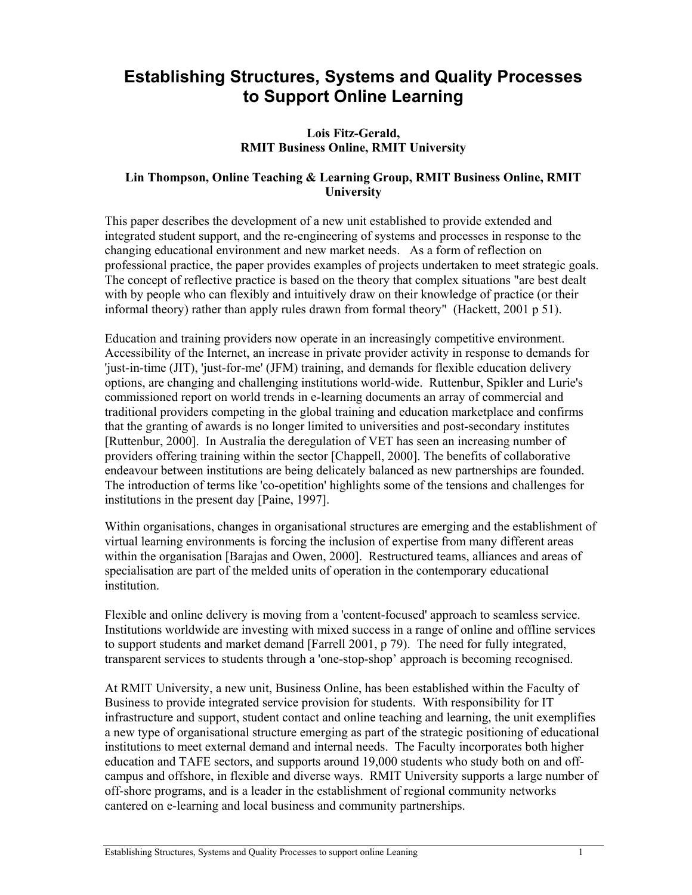# Establishing Structures, Systems and Quality Processes to Support Online Learning

**Lois Fitz-Gerald,**
**RMIT Business Online, RMIT University**

**Lin Thompson, Online Teaching & Learning Group, RMIT Business Online, RMIT University**

This paper describes the development of a new unit established to provide extended and integrated student support, and the re-engineering of systems and processes in response to the changing educational environment and new market needs. As a form of reflection on professional practice, the paper provides examples of projects undertaken to meet strategic goals. The concept of reflective practice is based on the theory that complex situations "are best dealt with by people who can flexibly and intuitively draw on their knowledge of practice (or their informal theory) rather than apply rules drawn from formal theory" (Hackett, 2001 p 51).

Education and training providers now operate in an increasingly competitive environment. Accessibility of the Internet, an increase in private provider activity in response to demands for 'just-in-time (JIT), 'just-for-me' (JFM) training, and demands for flexible education delivery options, are changing and challenging institutions world-wide. Ruttenbur, Spikler and Lurie's commissioned report on world trends in e-learning documents an array of commercial and traditional providers competing in the global training and education marketplace and confirms that the granting of awards is no longer limited to universities and post-secondary institutes [Ruttenbur, 2000]. In Australia the deregulation of VET has seen an increasing number of providers offering training within the sector [Chappell, 2000]. The benefits of collaborative endeavour between institutions are being delicately balanced as new partnerships are founded. The introduction of terms like 'co-opetition' highlights some of the tensions and challenges for institutions in the present day [Paine, 1997].

Within organisations, changes in organisational structures are emerging and the establishment of virtual learning environments is forcing the inclusion of expertise from many different areas within the organisation [Barajas and Owen, 2000]. Restructured teams, alliances and areas of specialisation are part of the melded units of operation in the contemporary educational institution.

Flexible and online delivery is moving from a 'content-focused' approach to seamless service. Institutions worldwide are investing with mixed success in a range of online and offline services to support students and market demand [Farrell 2001, p 79). The need for fully integrated, transparent services to students through a 'one-stop-shop' approach is becoming recognised.

At RMIT University, a new unit, Business Online, has been established within the Faculty of Business to provide integrated service provision for students. With responsibility for IT infrastructure and support, student contact and online teaching and learning, the unit exemplifies a new type of organisational structure emerging as part of the strategic positioning of educational institutions to meet external demand and internal needs. The Faculty incorporates both higher education and TAFE sectors, and supports around 19,000 students who study both on and off-campus and offshore, in flexible and diverse ways. RMIT University supports a large number of off-shore programs, and is a leader in the establishment of regional community networks cantered on e-learning and local business and community partnerships.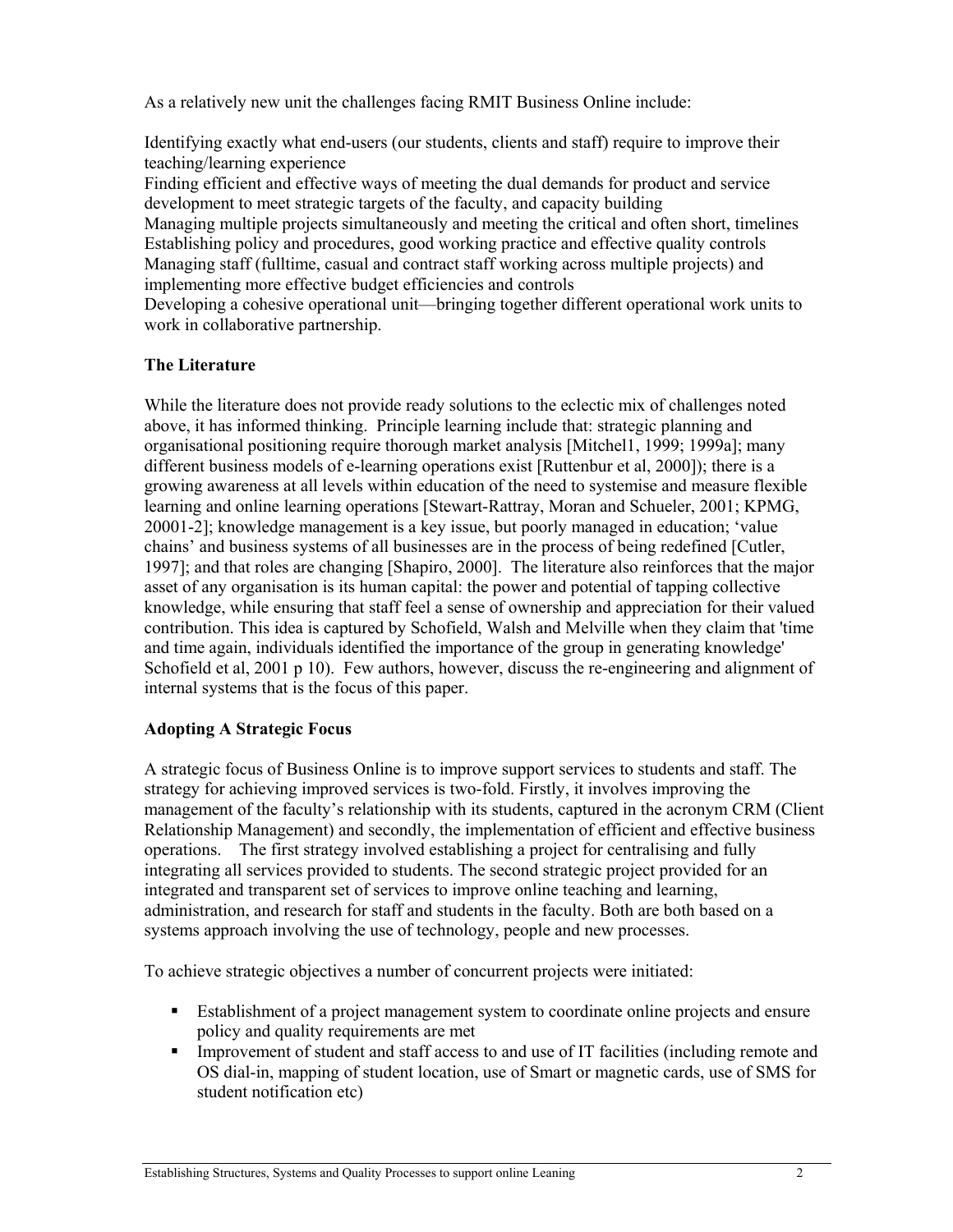As a relatively new unit the challenges facing RMIT Business Online include:

Identifying exactly what end-users (our students, clients and staff) require to improve their teaching/learning experience
Finding efficient and effective ways of meeting the dual demands for product and service development to meet strategic targets of the faculty, and capacity building
Managing multiple projects simultaneously and meeting the critical and often short, timelines
Establishing policy and procedures, good working practice and effective quality controls
Managing staff (fulltime, casual and contract staff working across multiple projects) and implementing more effective budget efficiencies and controls
Developing a cohesive operational unit—bringing together different operational work units to work in collaborative partnership.

**The Literature**

While the literature does not provide ready solutions to the eclectic mix of challenges noted above, it has informed thinking. Principle learning include that: strategic planning and organisational positioning require thorough market analysis [Mitchel1, 1999; 1999a]; many different business models of e-learning operations exist [Ruttenbur et al, 2000]); there is a growing awareness at all levels within education of the need to systemise and measure flexible learning and online learning operations [Stewart-Rattray, Moran and Schueler, 2001; KPMG, 20001-2]; knowledge management is a key issue, but poorly managed in education; 'value chains' and business systems of all businesses are in the process of being redefined [Cutler, 1997]; and that roles are changing [Shapiro, 2000]. The literature also reinforces that the major asset of any organisation is its human capital: the power and potential of tapping collective knowledge, while ensuring that staff feel a sense of ownership and appreciation for their valued contribution. This idea is captured by Schofield, Walsh and Melville when they claim that 'time and time again, individuals identified the importance of the group in generating knowledge' Schofield et al, 2001 p 10). Few authors, however, discuss the re-engineering and alignment of internal systems that is the focus of this paper.

**Adopting A Strategic Focus**

A strategic focus of Business Online is to improve support services to students and staff. The strategy for achieving improved services is two-fold. Firstly, it involves improving the management of the faculty's relationship with its students, captured in the acronym CRM (Client Relationship Management) and secondly, the implementation of efficient and effective business operations. The first strategy involved establishing a project for centralising and fully integrating all services provided to students. The second strategic project provided for an integrated and transparent set of services to improve online teaching and learning, administration, and research for staff and students in the faculty. Both are both based on a systems approach involving the use of technology, people and new processes.

To achieve strategic objectives a number of concurrent projects were initiated:

- Establishment of a project management system to coordinate online projects and ensure policy and quality requirements are met
- Improvement of student and staff access to and use of IT facilities (including remote and OS dial-in, mapping of student location, use of Smart or magnetic cards, use of SMS for student notification etc)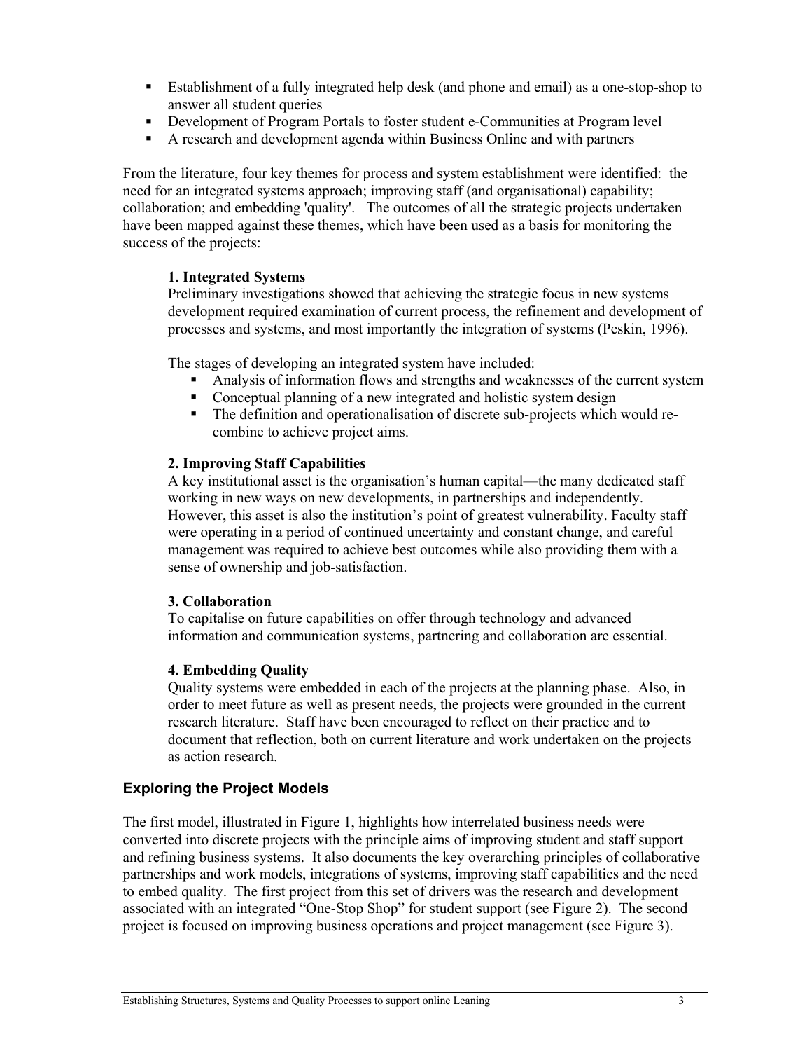- Establishment of a fully integrated help desk (and phone and email) as a one-stop-shop to answer all student queries
- Development of Program Portals to foster student e-Communities at Program level
- A research and development agenda within Business Online and with partners

From the literature, four key themes for process and system establishment were identified: the need for an integrated systems approach; improving staff (and organisational) capability; collaboration; and embedding 'quality'. The outcomes of all the strategic projects undertaken have been mapped against these themes, which have been used as a basis for monitoring the success of the projects:

**1. Integrated Systems**

Preliminary investigations showed that achieving the strategic focus in new systems development required examination of current process, the refinement and development of processes and systems, and most importantly the integration of systems (Peskin, 1996).

The stages of developing an integrated system have included:

- Analysis of information flows and strengths and weaknesses of the current system
- Conceptual planning of a new integrated and holistic system design
- The definition and operationalisation of discrete sub-projects which would re-combine to achieve project aims.

**2. Improving Staff Capabilities**

A key institutional asset is the organisation's human capital—the many dedicated staff working in new ways on new developments, in partnerships and independently. However, this asset is also the institution's point of greatest vulnerability. Faculty staff were operating in a period of continued uncertainty and constant change, and careful management was required to achieve best outcomes while also providing them with a sense of ownership and job-satisfaction.

**3. Collaboration**

To capitalise on future capabilities on offer through technology and advanced information and communication systems, partnering and collaboration are essential.

**4. Embedding Quality**

Quality systems were embedded in each of the projects at the planning phase. Also, in order to meet future as well as present needs, the projects were grounded in the current research literature. Staff have been encouraged to reflect on their practice and to document that reflection, both on current literature and work undertaken on the projects as action research.

## Exploring the Project Models

The first model, illustrated in Figure 1, highlights how interrelated business needs were converted into discrete projects with the principle aims of improving student and staff support and refining business systems. It also documents the key overarching principles of collaborative partnerships and work models, integrations of systems, improving staff capabilities and the need to embed quality. The first project from this set of drivers was the research and development associated with an integrated "One-Stop Shop" for student support (see Figure 2). The second project is focused on improving business operations and project management (see Figure 3).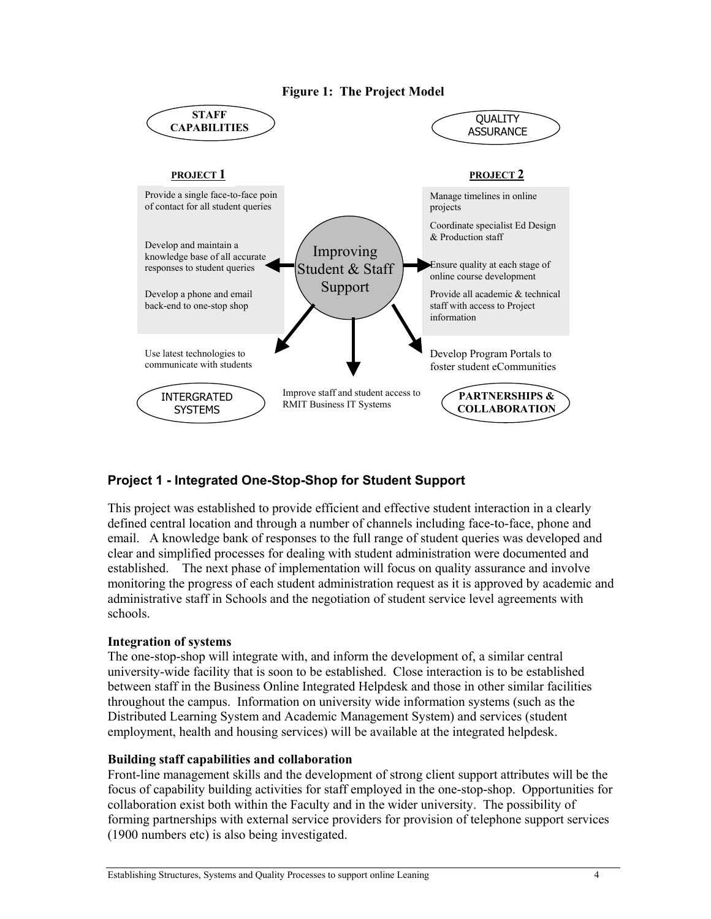**Figure 1: The Project Model**

STAFF CAPABILITIES

QUALITY ASSURANCE

**PROJECT 1**

Provide a single face-to-face poin of contact for all student queries

Develop and maintain a knowledge base of all accurate responses to student queries

Develop a phone and email back-end to one-stop shop

Improving Student & Staff Support

**PROJECT 2**

Manage timelines in online projects

Coordinate specialist Ed Design & Production staff

Ensure quality at each stage of online course development

Provide all academic & technical staff with access to Project information

Use latest technologies to communicate with students

Improve staff and student access to RMIT Business IT Systems

Develop Program Portals to foster student eCommunities

INTERGRATED SYSTEMS

PARTNERSHIPS & COLLABORATION

## Project 1 - Integrated One-Stop-Shop for Student Support

This project was established to provide efficient and effective student interaction in a clearly defined central location and through a number of channels including face-to-face, phone and email. A knowledge bank of responses to the full range of student queries was developed and clear and simplified processes for dealing with student administration were documented and established. The next phase of implementation will focus on quality assurance and involve monitoring the progress of each student administration request as it is approved by academic and administrative staff in Schools and the negotiation of student service level agreements with schools.

**Integration of systems**

The one-stop-shop will integrate with, and inform the development of, a similar central university-wide facility that is soon to be established. Close interaction is to be established between staff in the Business Online Integrated Helpdesk and those in other similar facilities throughout the campus. Information on university wide information systems (such as the Distributed Learning System and Academic Management System) and services (student employment, health and housing services) will be available at the integrated helpdesk.

**Building staff capabilities and collaboration**

Front-line management skills and the development of strong client support attributes will be the focus of capability building activities for staff employed in the one-stop-shop. Opportunities for collaboration exist both within the Faculty and in the wider university. The possibility of forming partnerships with external service providers for provision of telephone support services (1900 numbers etc) is also being investigated.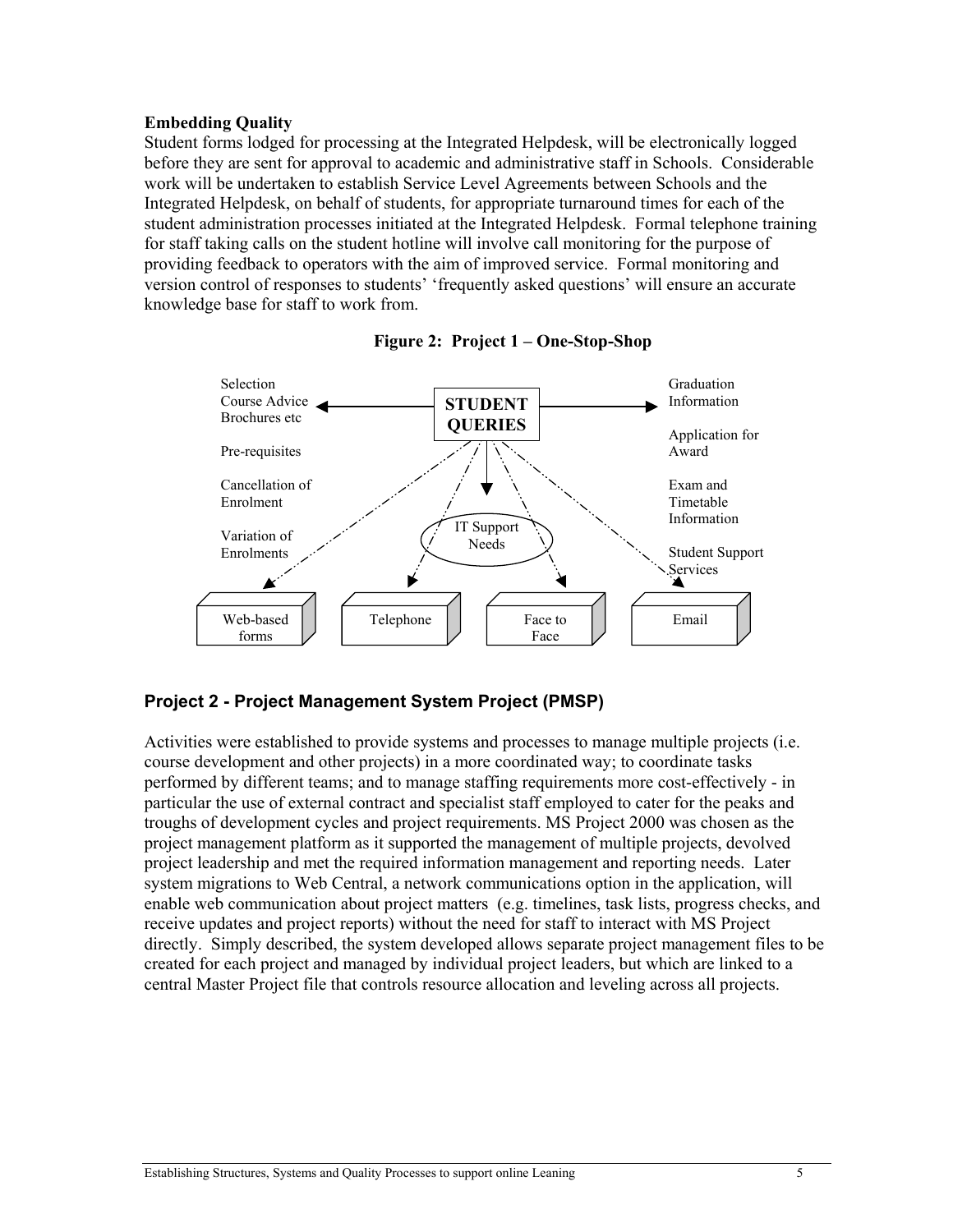**Embedding Quality**

Student forms lodged for processing at the Integrated Helpdesk, will be electronically logged before they are sent for approval to academic and administrative staff in Schools. Considerable work will be undertaken to establish Service Level Agreements between Schools and the Integrated Helpdesk, on behalf of students, for appropriate turnaround times for each of the student administration processes initiated at the Integrated Helpdesk. Formal telephone training for staff taking calls on the student hotline will involve call monitoring for the purpose of providing feedback to operators with the aim of improved service. Formal monitoring and version control of responses to students' 'frequently asked questions' will ensure an accurate knowledge base for staff to work from.

**Figure 2: Project 1 – One-Stop-Shop**

STUDENT QUERIES

Selection
Course Advice
Brochures etc

Pre-requisites

Cancellation of Enrolment

Variation of Enrolments

Graduation Information

Application for Award

Exam and Timetable Information

Student Support Services

IT Support Needs

Web-based forms | Telephone | Face to Face | Email

## Project 2 - Project Management System Project (PMSP)

Activities were established to provide systems and processes to manage multiple projects (i.e. course development and other projects) in a more coordinated way; to coordinate tasks performed by different teams; and to manage staffing requirements more cost-effectively - in particular the use of external contract and specialist staff employed to cater for the peaks and troughs of development cycles and project requirements. MS Project 2000 was chosen as the project management platform as it supported the management of multiple projects, devolved project leadership and met the required information management and reporting needs. Later system migrations to Web Central, a network communications option in the application, will enable web communication about project matters (e.g. timelines, task lists, progress checks, and receive updates and project reports) without the need for staff to interact with MS Project directly. Simply described, the system developed allows separate project management files to be created for each project and managed by individual project leaders, but which are linked to a central Master Project file that controls resource allocation and leveling across all projects.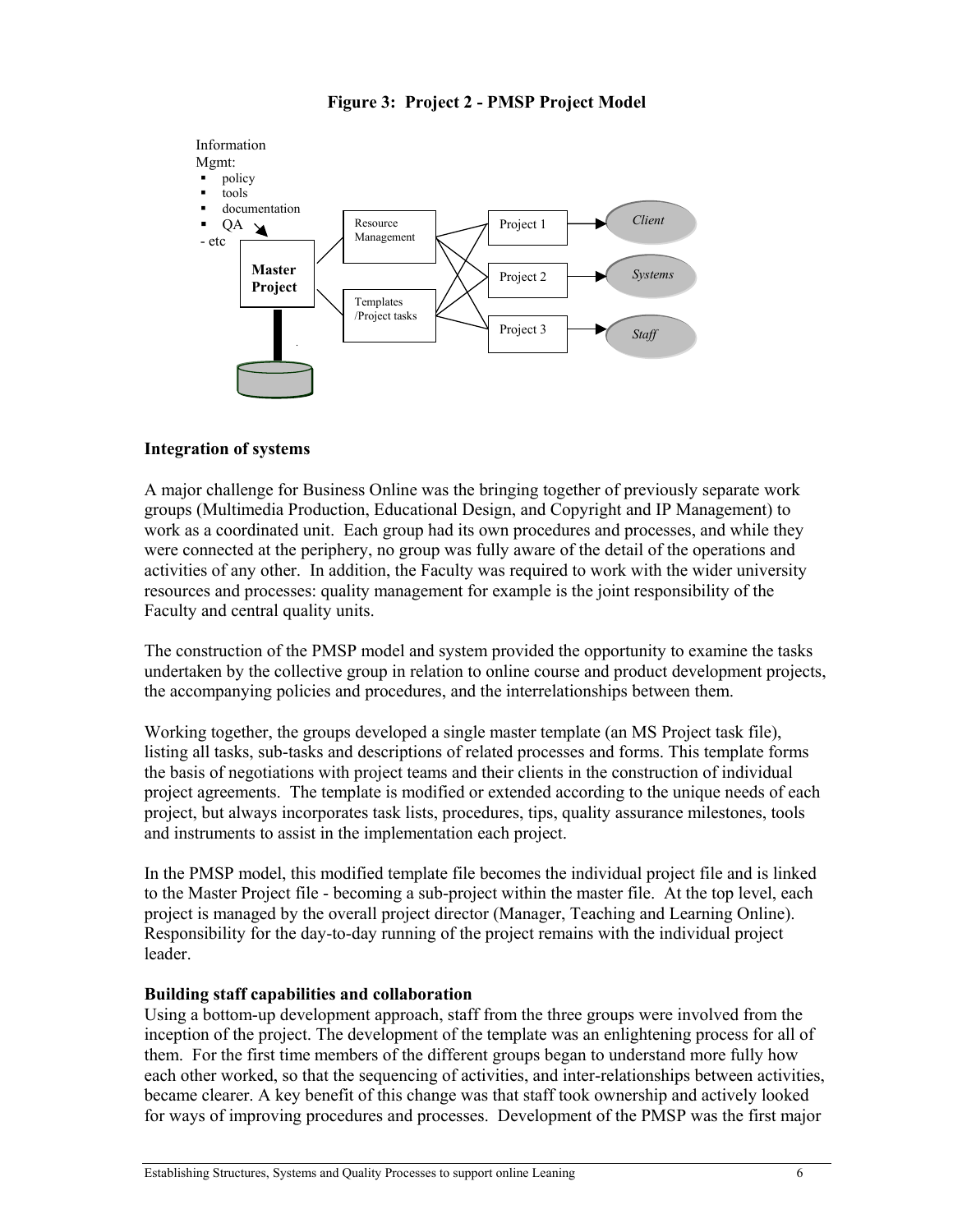**Figure 3: Project 2 - PMSP Project Model**

Information Mgmt:
- policy
- tools
- documentation
- QA

- etc

Master Project

Resource Management

Templates /Project tasks

Project 1

Project 2

Project 3

*Client*

*Systems*

*Staff*

**Integration of systems**

A major challenge for Business Online was the bringing together of previously separate work groups (Multimedia Production, Educational Design, and Copyright and IP Management) to work as a coordinated unit. Each group had its own procedures and processes, and while they were connected at the periphery, no group was fully aware of the detail of the operations and activities of any other. In addition, the Faculty was required to work with the wider university resources and processes: quality management for example is the joint responsibility of the Faculty and central quality units.

The construction of the PMSP model and system provided the opportunity to examine the tasks undertaken by the collective group in relation to online course and product development projects, the accompanying policies and procedures, and the interrelationships between them.

Working together, the groups developed a single master template (an MS Project task file), listing all tasks, sub-tasks and descriptions of related processes and forms. This template forms the basis of negotiations with project teams and their clients in the construction of individual project agreements. The template is modified or extended according to the unique needs of each project, but always incorporates task lists, procedures, tips, quality assurance milestones, tools and instruments to assist in the implementation each project.

In the PMSP model, this modified template file becomes the individual project file and is linked to the Master Project file - becoming a sub-project within the master file. At the top level, each project is managed by the overall project director (Manager, Teaching and Learning Online). Responsibility for the day-to-day running of the project remains with the individual project leader.

**Building staff capabilities and collaboration**

Using a bottom-up development approach, staff from the three groups were involved from the inception of the project. The development of the template was an enlightening process for all of them. For the first time members of the different groups began to understand more fully how each other worked, so that the sequencing of activities, and inter-relationships between activities, became clearer. A key benefit of this change was that staff took ownership and actively looked for ways of improving procedures and processes. Development of the PMSP was the first major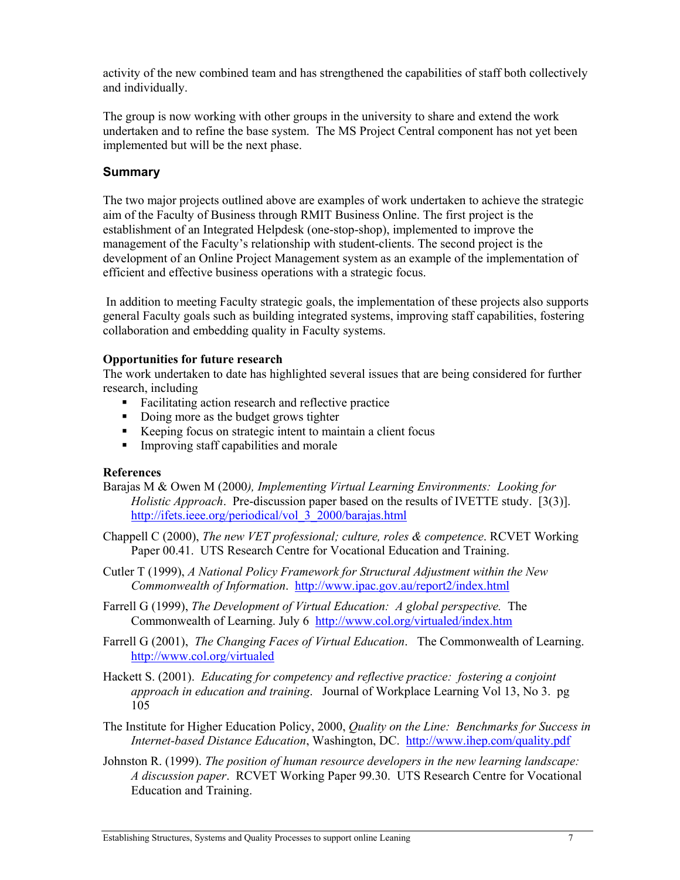activity of the new combined team and has strengthened the capabilities of staff both collectively and individually.

The group is now working with other groups in the university to share and extend the work undertaken and to refine the base system. The MS Project Central component has not yet been implemented but will be the next phase.

## Summary

The two major projects outlined above are examples of work undertaken to achieve the strategic aim of the Faculty of Business through RMIT Business Online. The first project is the establishment of an Integrated Helpdesk (one-stop-shop), implemented to improve the management of the Faculty's relationship with student-clients. The second project is the development of an Online Project Management system as an example of the implementation of efficient and effective business operations with a strategic focus.

In addition to meeting Faculty strategic goals, the implementation of these projects also supports general Faculty goals such as building integrated systems, improving staff capabilities, fostering collaboration and embedding quality in Faculty systems.

**Opportunities for future research**

The work undertaken to date has highlighted several issues that are being considered for further research, including

- Facilitating action research and reflective practice
- Doing more as the budget grows tighter
- Keeping focus on strategic intent to maintain a client focus
- Improving staff capabilities and morale

**References**

Barajas M & Owen M (2000*), Implementing Virtual Learning Environments: Looking for Holistic Approach*. Pre-discussion paper based on the results of IVETTE study. [3(3)]. http://ifets.ieee.org/periodical/vol_3_2000/barajas.html

Chappell C (2000), *The new VET professional; culture, roles & competence*. RCVET Working Paper 00.41. UTS Research Centre for Vocational Education and Training.

Cutler T (1999), *A National Policy Framework for Structural Adjustment within the New Commonwealth of Information*. http://www.ipac.gov.au/report2/index.html

Farrell G (1999), *The Development of Virtual Education: A global perspective.* The Commonwealth of Learning. July 6 http://www.col.org/virtualed/index.htm

Farrell G (2001), *The Changing Faces of Virtual Education*. The Commonwealth of Learning. http://www.col.org/virtualed

Hackett S. (2001). *Educating for competency and reflective practice: fostering a conjoint approach in education and training*. Journal of Workplace Learning Vol 13, No 3. pg 105

The Institute for Higher Education Policy, 2000, *Quality on the Line: Benchmarks for Success in Internet-based Distance Education*, Washington, DC. http://www.ihep.com/quality.pdf

Johnston R. (1999). *The position of human resource developers in the new learning landscape: A discussion paper*. RCVET Working Paper 99.30. UTS Research Centre for Vocational Education and Training.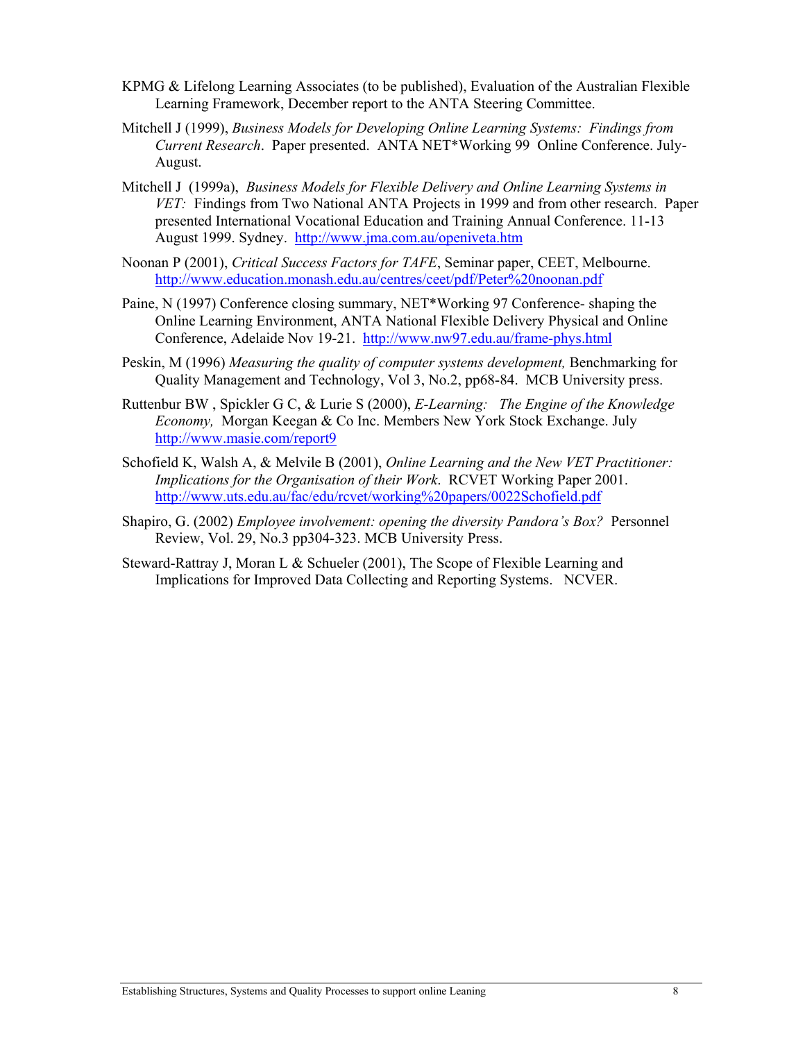KPMG & Lifelong Learning Associates (to be published), Evaluation of the Australian Flexible Learning Framework, December report to the ANTA Steering Committee.

Mitchell J (1999), *Business Models for Developing Online Learning Systems: Findings from Current Research*. Paper presented. ANTA NET*Working 99 Online Conference. July-August.

Mitchell J (1999a), *Business Models for Flexible Delivery and Online Learning Systems in VET:* Findings from Two National ANTA Projects in 1999 and from other research. Paper presented International Vocational Education and Training Annual Conference. 11-13 August 1999. Sydney. http://www.jma.com.au/openiveta.htm

Noonan P (2001), *Critical Success Factors for TAFE*, Seminar paper, CEET, Melbourne. http://www.education.monash.edu.au/centres/ceet/pdf/Peter%20noonan.pdf

Paine, N (1997) Conference closing summary, NET*Working 97 Conference- shaping the Online Learning Environment, ANTA National Flexible Delivery Physical and Online Conference, Adelaide Nov 19-21. http://www.nw97.edu.au/frame-phys.html

Peskin, M (1996) *Measuring the quality of computer systems development,* Benchmarking for Quality Management and Technology, Vol 3, No.2, pp68-84. MCB University press.

Ruttenbur BW , Spickler G C, & Lurie S (2000), *E-Learning: The Engine of the Knowledge Economy,* Morgan Keegan & Co Inc. Members New York Stock Exchange. July http://www.masie.com/report9

Schofield K, Walsh A, & Melvile B (2001), *Online Learning and the New VET Practitioner: Implications for the Organisation of their Work*. RCVET Working Paper 2001. http://www.uts.edu.au/fac/edu/rcvet/working%20papers/0022Schofield.pdf

Shapiro, G. (2002) *Employee involvement: opening the diversity Pandora's Box?* Personnel Review, Vol. 29, No.3 pp304-323. MCB University Press.

Steward-Rattray J, Moran L & Schueler (2001), The Scope of Flexible Learning and Implications for Improved Data Collecting and Reporting Systems. NCVER.